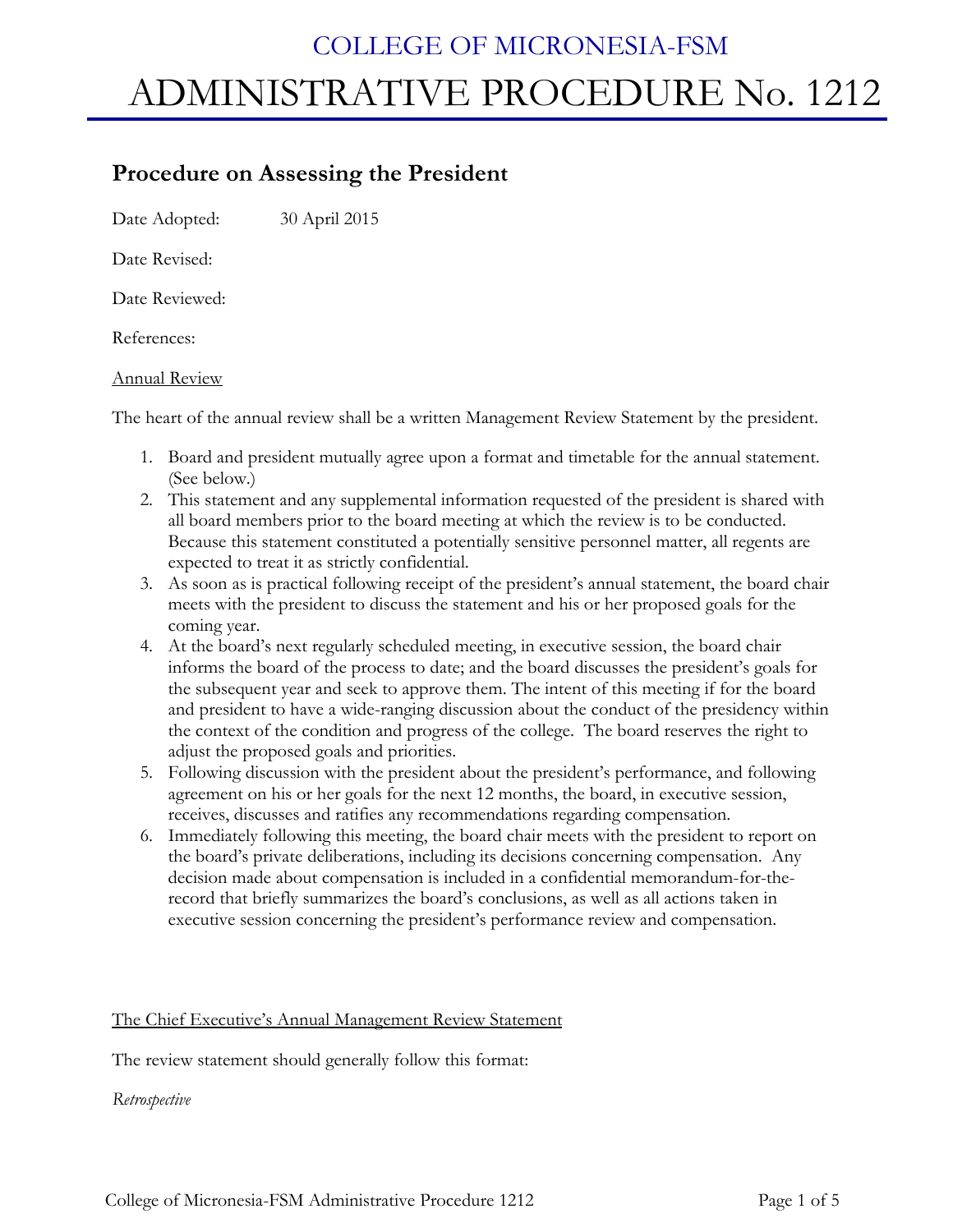# COLLEGE OF MICRONESIA-FSM

# ADMINISTRATIVE PROCEDURE No. 1212

## Procedure on Assessing the President

Date Adopted: 30 April 2015

Date Revised:

Date Reviewed:

References:

Annual Review

The heart of the annual review shall be a written Management Review Statement by the president.

1. Board and president mutually agree upon a format and timetable for the annual statement. (See below.)
2. This statement and any supplemental information requested of the president is shared with all board members prior to the board meeting at which the review is to be conducted. Because this statement constituted a potentially sensitive personnel matter, all regents are expected to treat it as strictly confidential.
3. As soon as is practical following receipt of the president's annual statement, the board chair meets with the president to discuss the statement and his or her proposed goals for the coming year.
4. At the board's next regularly scheduled meeting, in executive session, the board chair informs the board of the process to date; and the board discusses the president's goals for the subsequent year and seek to approve them. The intent of this meeting if for the board and president to have a wide-ranging discussion about the conduct of the presidency within the context of the condition and progress of the college. The board reserves the right to adjust the proposed goals and priorities.
5. Following discussion with the president about the president's performance, and following agreement on his or her goals for the next 12 months, the board, in executive session, receives, discusses and ratifies any recommendations regarding compensation.
6. Immediately following this meeting, the board chair meets with the president to report on the board's private deliberations, including its decisions concerning compensation. Any decision made about compensation is included in a confidential memorandum-for-the-record that briefly summarizes the board's conclusions, as well as all actions taken in executive session concerning the president's performance review and compensation.

The Chief Executive's Annual Management Review Statement

The review statement should generally follow this format:

*Retrospective*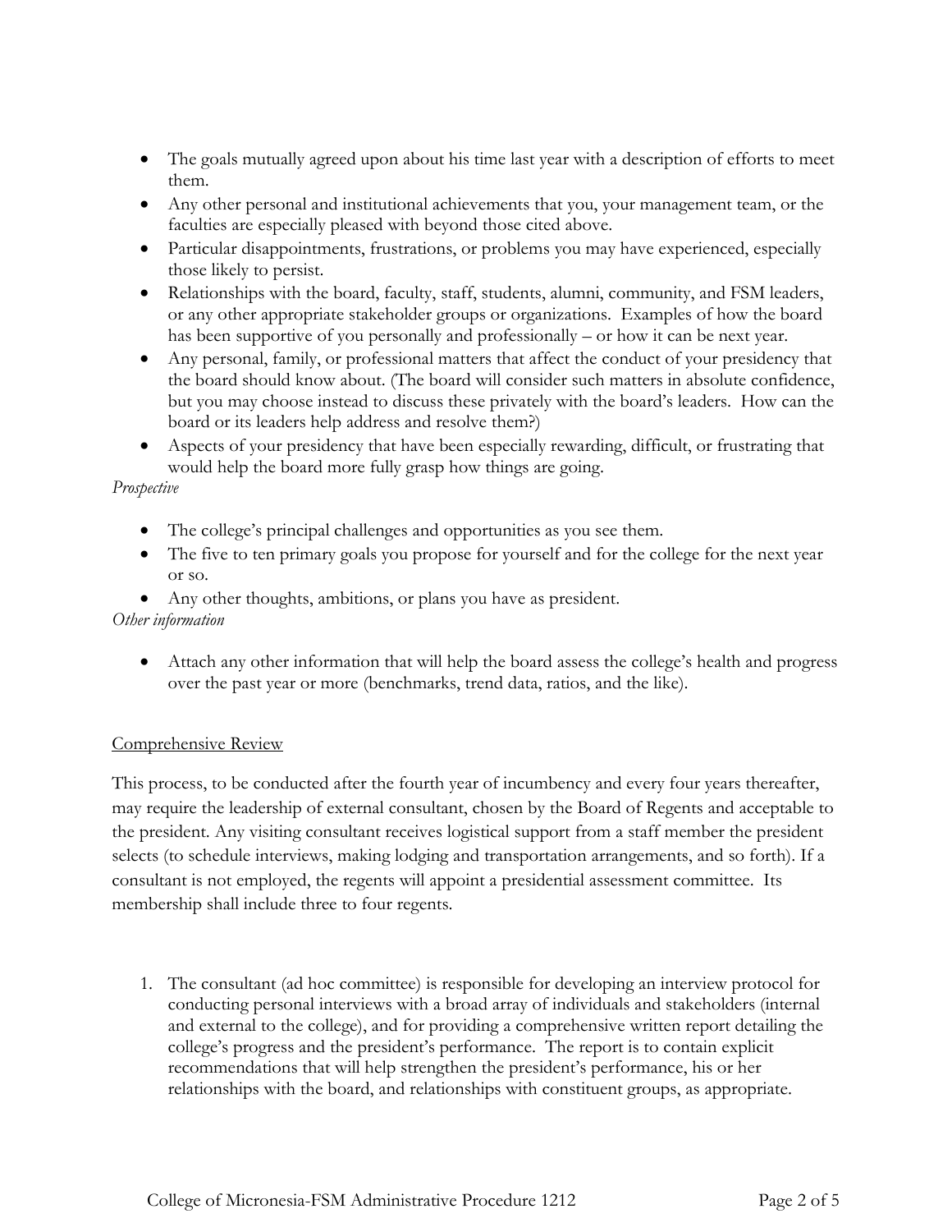- The goals mutually agreed upon about his time last year with a description of efforts to meet them.
- Any other personal and institutional achievements that you, your management team, or the faculties are especially pleased with beyond those cited above.
- Particular disappointments, frustrations, or problems you may have experienced, especially those likely to persist.
- Relationships with the board, faculty, staff, students, alumni, community, and FSM leaders, or any other appropriate stakeholder groups or organizations. Examples of how the board has been supportive of you personally and professionally – or how it can be next year.
- Any personal, family, or professional matters that affect the conduct of your presidency that the board should know about. (The board will consider such matters in absolute confidence, but you may choose instead to discuss these privately with the board's leaders. How can the board or its leaders help address and resolve them?)
- Aspects of your presidency that have been especially rewarding, difficult, or frustrating that would help the board more fully grasp how things are going.

*Prospective*

- The college's principal challenges and opportunities as you see them.
- The five to ten primary goals you propose for yourself and for the college for the next year or so.
- Any other thoughts, ambitions, or plans you have as president.

*Other information*

- Attach any other information that will help the board assess the college's health and progress over the past year or more (benchmarks, trend data, ratios, and the like).

<u>Comprehensive Review</u>

This process, to be conducted after the fourth year of incumbency and every four years thereafter, may require the leadership of external consultant, chosen by the Board of Regents and acceptable to the president. Any visiting consultant receives logistical support from a staff member the president selects (to schedule interviews, making lodging and transportation arrangements, and so forth). If a consultant is not employed, the regents will appoint a presidential assessment committee. Its membership shall include three to four regents.

1. The consultant (ad hoc committee) is responsible for developing an interview protocol for conducting personal interviews with a broad array of individuals and stakeholders (internal and external to the college), and for providing a comprehensive written report detailing the college's progress and the president's performance. The report is to contain explicit recommendations that will help strengthen the president's performance, his or her relationships with the board, and relationships with constituent groups, as appropriate.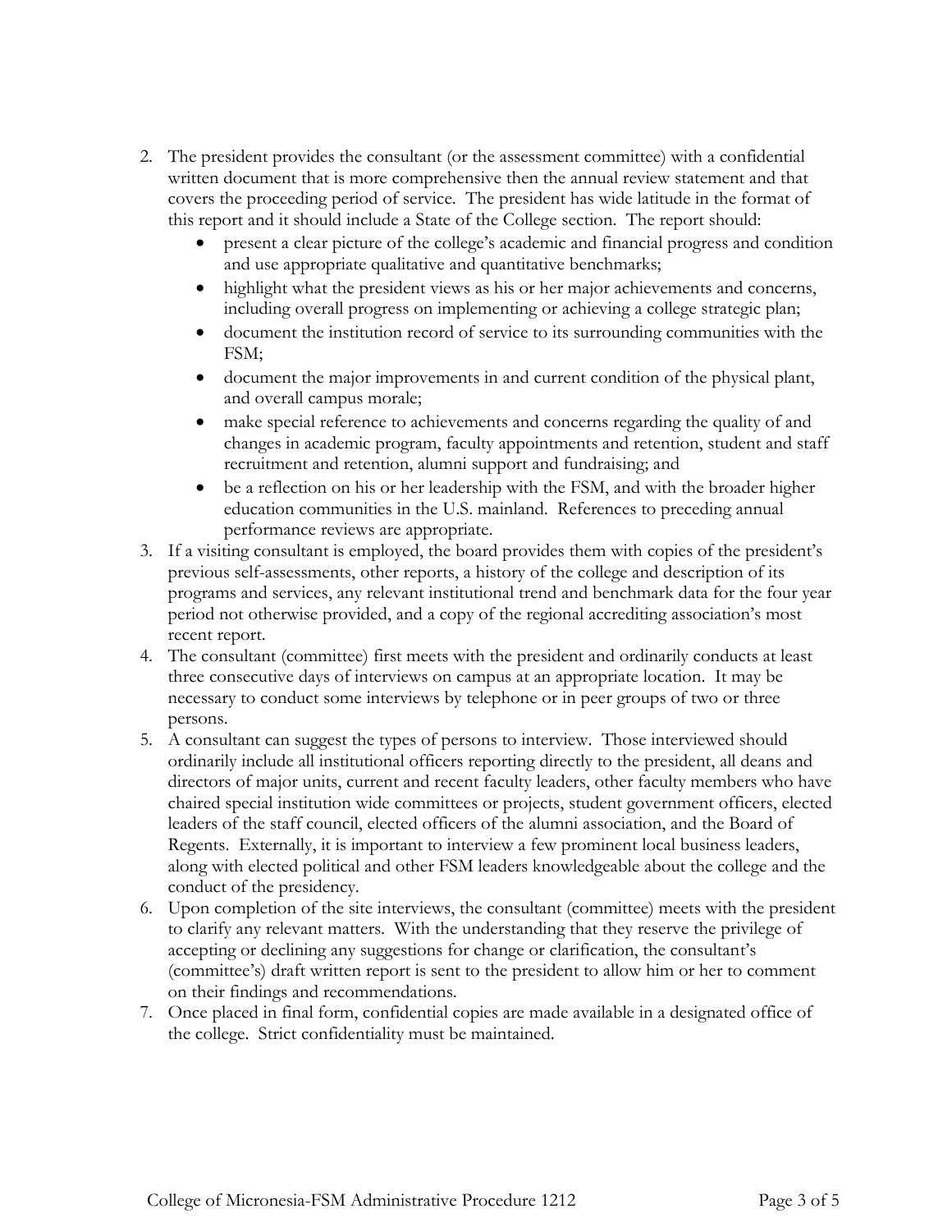2. The president provides the consultant (or the assessment committee) with a confidential written document that is more comprehensive then the annual review statement and that covers the proceeding period of service. The president has wide latitude in the format of this report and it should include a State of the College section. The report should:
   - present a clear picture of the college's academic and financial progress and condition and use appropriate qualitative and quantitative benchmarks;
   - highlight what the president views as his or her major achievements and concerns, including overall progress on implementing or achieving a college strategic plan;
   - document the institution record of service to its surrounding communities with the FSM;
   - document the major improvements in and current condition of the physical plant, and overall campus morale;
   - make special reference to achievements and concerns regarding the quality of and changes in academic program, faculty appointments and retention, student and staff recruitment and retention, alumni support and fundraising; and
   - be a reflection on his or her leadership with the FSM, and with the broader higher education communities in the U.S. mainland. References to preceding annual performance reviews are appropriate.
3. If a visiting consultant is employed, the board provides them with copies of the president's previous self-assessments, other reports, a history of the college and description of its programs and services, any relevant institutional trend and benchmark data for the four year period not otherwise provided, and a copy of the regional accrediting association's most recent report.
4. The consultant (committee) first meets with the president and ordinarily conducts at least three consecutive days of interviews on campus at an appropriate location. It may be necessary to conduct some interviews by telephone or in peer groups of two or three persons.
5. A consultant can suggest the types of persons to interview. Those interviewed should ordinarily include all institutional officers reporting directly to the president, all deans and directors of major units, current and recent faculty leaders, other faculty members who have chaired special institution wide committees or projects, student government officers, elected leaders of the staff council, elected officers of the alumni association, and the Board of Regents. Externally, it is important to interview a few prominent local business leaders, along with elected political and other FSM leaders knowledgeable about the college and the conduct of the presidency.
6. Upon completion of the site interviews, the consultant (committee) meets with the president to clarify any relevant matters. With the understanding that they reserve the privilege of accepting or declining any suggestions for change or clarification, the consultant's (committee's) draft written report is sent to the president to allow him or her to comment on their findings and recommendations.
7. Once placed in final form, confidential copies are made available in a designated office of the college. Strict confidentiality must be maintained.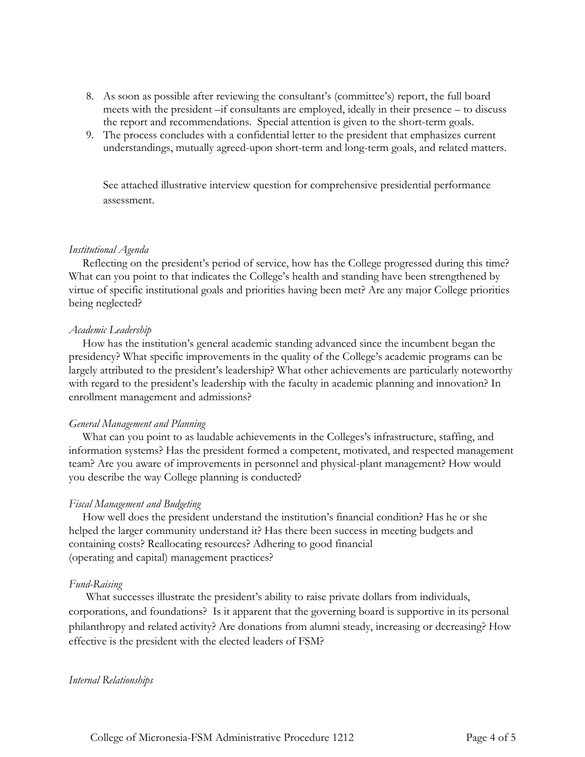8. As soon as possible after reviewing the consultant's (committee's) report, the full board meets with the president –if consultants are employed, ideally in their presence – to discuss the report and recommendations. Special attention is given to the short-term goals.
9. The process concludes with a confidential letter to the president that emphasizes current understandings, mutually agreed-upon short-term and long-term goals, and related matters.

See attached illustrative interview question for comprehensive presidential performance assessment.

*Institutional Agenda*

Reflecting on the president's period of service, how has the College progressed during this time? What can you point to that indicates the College's health and standing have been strengthened by virtue of specific institutional goals and priorities having been met? Are any major College priorities being neglected?

*Academic Leadership*

How has the institution's general academic standing advanced since the incumbent began the presidency? What specific improvements in the quality of the College's academic programs can be largely attributed to the president's leadership? What other achievements are particularly noteworthy with regard to the president's leadership with the faculty in academic planning and innovation? In enrollment management and admissions?

*General Management and Planning*

What can you point to as laudable achievements in the Colleges's infrastructure, staffing, and information systems? Has the president formed a competent, motivated, and respected management team? Are you aware of improvements in personnel and physical-plant management? How would you describe the way College planning is conducted?

*Fiscal Management and Budgeting*

How well does the president understand the institution's financial condition? Has he or she helped the larger community understand it? Has there been success in meeting budgets and containing costs? Reallocating resources? Adhering to good financial (operating and capital) management practices?

*Fund-Raising*

What successes illustrate the president's ability to raise private dollars from individuals, corporations, and foundations? Is it apparent that the governing board is supportive in its personal philanthropy and related activity? Are donations from alumni steady, increasing or decreasing? How effective is the president with the elected leaders of FSM?

*Internal Relationships*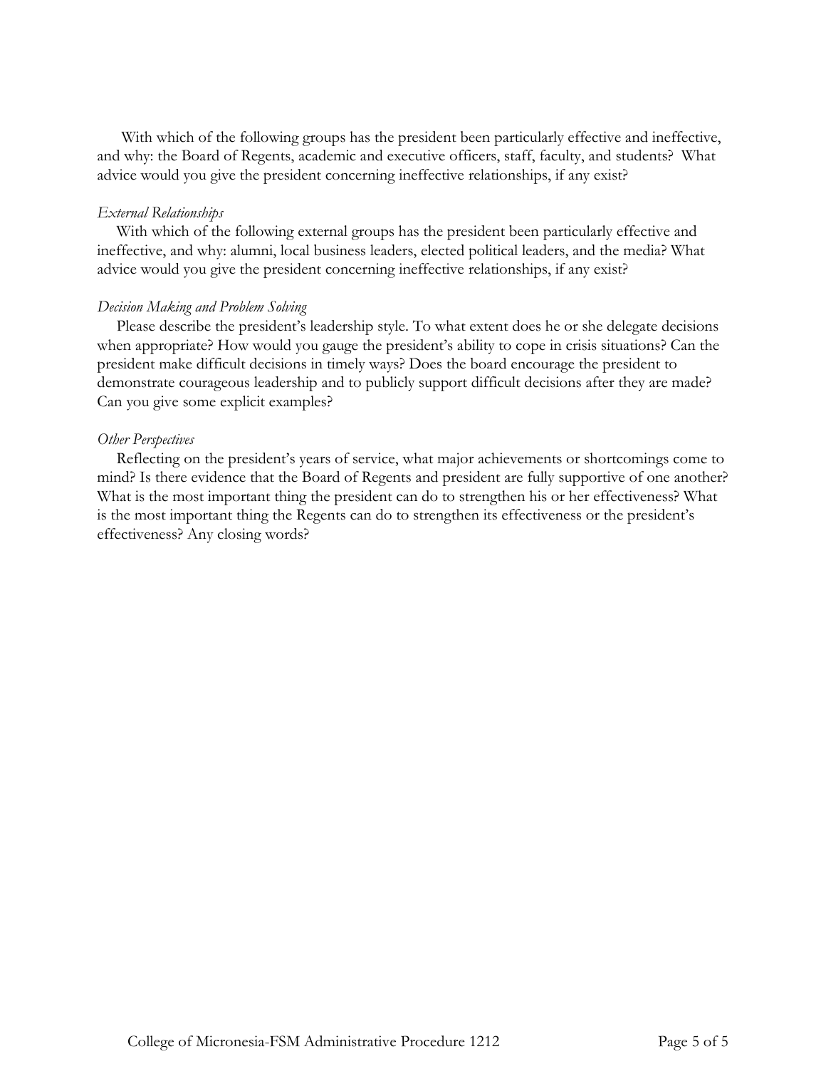With which of the following groups has the president been particularly effective and ineffective, and why: the Board of Regents, academic and executive officers, staff, faculty, and students? What advice would you give the president concerning ineffective relationships, if any exist?

*External Relationships*

With which of the following external groups has the president been particularly effective and ineffective, and why: alumni, local business leaders, elected political leaders, and the media? What advice would you give the president concerning ineffective relationships, if any exist?

*Decision Making and Problem Solving*

Please describe the president's leadership style. To what extent does he or she delegate decisions when appropriate? How would you gauge the president's ability to cope in crisis situations? Can the president make difficult decisions in timely ways? Does the board encourage the president to demonstrate courageous leadership and to publicly support difficult decisions after they are made? Can you give some explicit examples?

*Other Perspectives*

Reflecting on the president's years of service, what major achievements or shortcomings come to mind? Is there evidence that the Board of Regents and president are fully supportive of one another? What is the most important thing the president can do to strengthen his or her effectiveness? What is the most important thing the Regents can do to strengthen its effectiveness or the president's effectiveness? Any closing words?